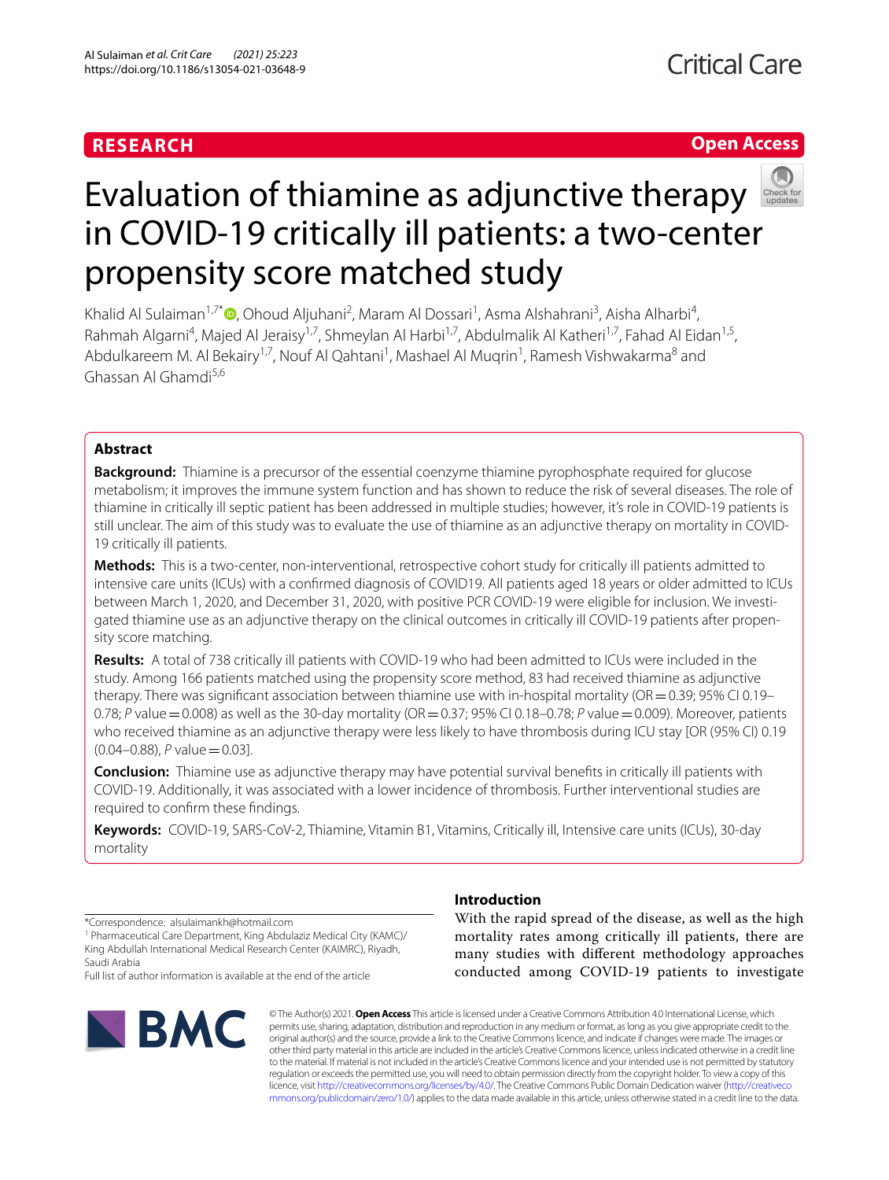RESEARCH

Open Access

# Evaluation of thiamine as adjunctive therapy in COVID-19 critically ill patients: a two-center propensity score matched study

Khalid Al Sulaiman[1,7*], Ohoud Aljuhani[2], Maram Al Dossari[1], Asma Alshahrani[3], Aisha Alharbi[4], Rahmah Algarni[4], Majed Al Jeraisy[1,7], Shmeylan Al Harbi[1,7], Abdulmalik Al Katheri[1,7], Fahad Al Eidan[1,5], Abdulkareem M. Al Bekairy[1,7], Nouf Al Qahtani[1], Mashael Al Muqrin[1], Ramesh Vishwakarma[8] and Ghassan Al Ghamdi[5,6]

## Abstract

**Background:** Thiamine is a precursor of the essential coenzyme thiamine pyrophosphate required for glucose metabolism; it improves the immune system function and has shown to reduce the risk of several diseases. The role of thiamine in critically ill septic patient has been addressed in multiple studies; however, it's role in COVID-19 patients is still unclear. The aim of this study was to evaluate the use of thiamine as an adjunctive therapy on mortality in COVID-19 critically ill patients.

**Methods:** This is a two-center, non-interventional, retrospective cohort study for critically ill patients admitted to intensive care units (ICUs) with a confirmed diagnosis of COVID19. All patients aged 18 years or older admitted to ICUs between March 1, 2020, and December 31, 2020, with positive PCR COVID-19 were eligible for inclusion. We investigated thiamine use as an adjunctive therapy on the clinical outcomes in critically ill COVID-19 patients after propensity score matching.

**Results:** A total of 738 critically ill patients with COVID-19 who had been admitted to ICUs were included in the study. Among 166 patients matched using the propensity score method, 83 had received thiamine as adjunctive therapy. There was significant association between thiamine use with in-hospital mortality (OR = 0.39; 95% CI 0.19–0.78; *P* value = 0.008) as well as the 30-day mortality (OR = 0.37; 95% CI 0.18–0.78; *P* value = 0.009). Moreover, patients who received thiamine as an adjunctive therapy were less likely to have thrombosis during ICU stay [OR (95% CI) 0.19 (0.04–0.88), *P* value = 0.03].

**Conclusion:** Thiamine use as adjunctive therapy may have potential survival benefits in critically ill patients with COVID-19. Additionally, it was associated with a lower incidence of thrombosis. Further interventional studies are required to confirm these findings.

**Keywords:** COVID-19, SARS-CoV-2, Thiamine, Vitamin B1, Vitamins, Critically ill, Intensive care units (ICUs), 30-day mortality

*Correspondence: alsulaimankh@hotmail.com
[1] Pharmaceutical Care Department, King Abdulaziz Medical City (KAMC)/King Abdullah International Medical Research Center (KAIMRC), Riyadh, Saudi Arabia
Full list of author information is available at the end of the article

## Introduction

With the rapid spread of the disease, as well as the high mortality rates among critically ill patients, there are many studies with different methodology approaches conducted among COVID-19 patients to investigate

© The Author(s) 2021. **Open Access** This article is licensed under a Creative Commons Attribution 4.0 International License, which permits use, sharing, adaptation, distribution and reproduction in any medium or format, as long as you give appropriate credit to the original author(s) and the source, provide a link to the Creative Commons licence, and indicate if changes were made. The images or other third party material in this article are included in the article's Creative Commons licence, unless indicated otherwise in a credit line to the material. If material is not included in the article's Creative Commons licence and your intended use is not permitted by statutory regulation or exceeds the permitted use, you will need to obtain permission directly from the copyright holder. To view a copy of this licence, visit http://creativecommons.org/licenses/by/4.0/. The Creative Commons Public Domain Dedication waiver (http://creativecommons.org/publicdomain/zero/1.0/) applies to the data made available in this article, unless otherwise stated in a credit line to the data.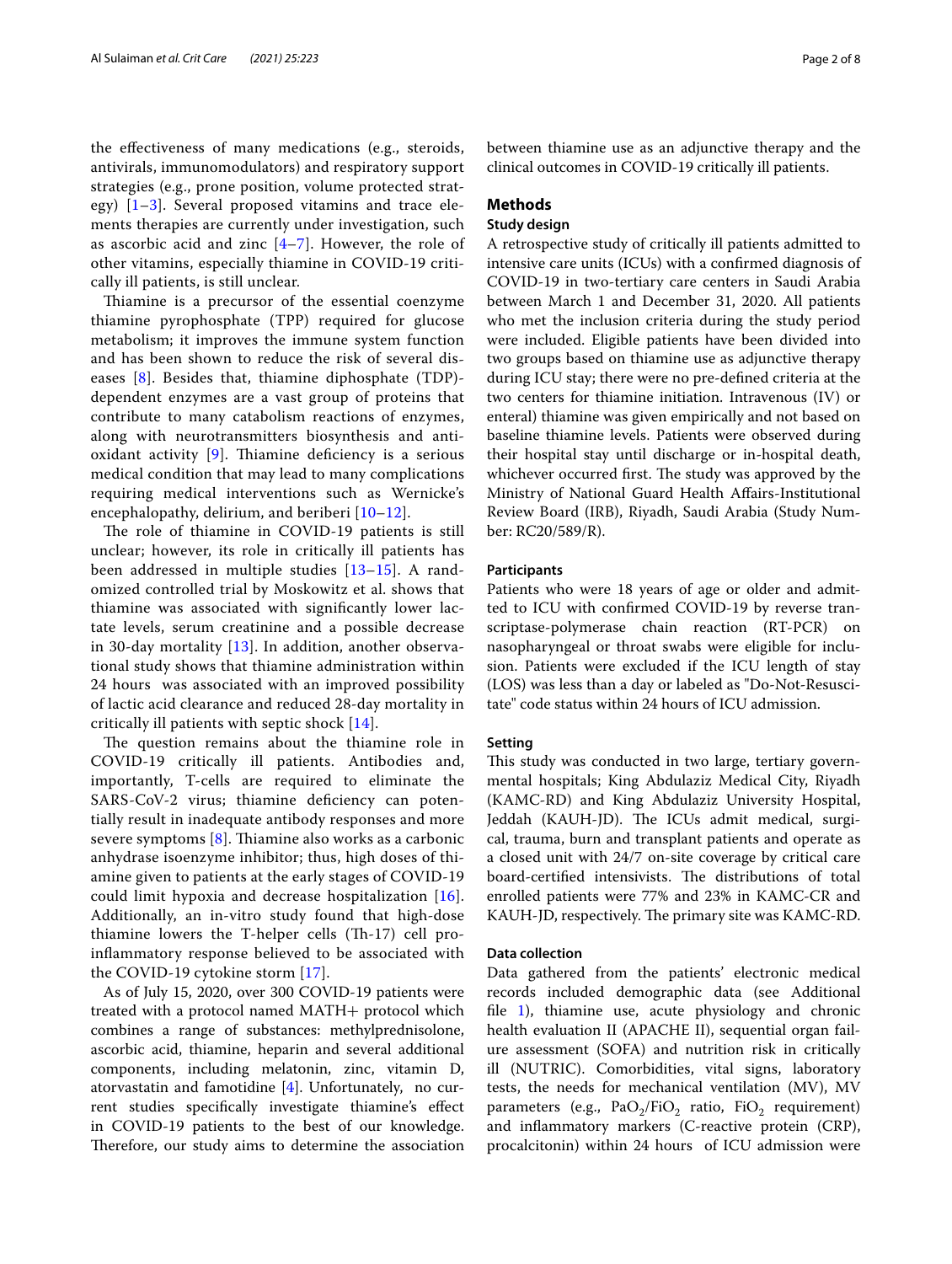the effectiveness of many medications (e.g., steroids, antivirals, immunomodulators) and respiratory support strategies (e.g., prone position, volume protected strategy) [1–3]. Several proposed vitamins and trace elements therapies are currently under investigation, such as ascorbic acid and zinc [4–7]. However, the role of other vitamins, especially thiamine in COVID-19 critically ill patients, is still unclear.

Thiamine is a precursor of the essential coenzyme thiamine pyrophosphate (TPP) required for glucose metabolism; it improves the immune system function and has been shown to reduce the risk of several diseases [8]. Besides that, thiamine diphosphate (TDP)-dependent enzymes are a vast group of proteins that contribute to many catabolism reactions of enzymes, along with neurotransmitters biosynthesis and antioxidant activity [9]. Thiamine deficiency is a serious medical condition that may lead to many complications requiring medical interventions such as Wernicke's encephalopathy, delirium, and beriberi [10–12].

The role of thiamine in COVID-19 patients is still unclear; however, its role in critically ill patients has been addressed in multiple studies [13–15]. A randomized controlled trial by Moskowitz et al. shows that thiamine was associated with significantly lower lactate levels, serum creatinine and a possible decrease in 30-day mortality [13]. In addition, another observational study shows that thiamine administration within 24 hours was associated with an improved possibility of lactic acid clearance and reduced 28-day mortality in critically ill patients with septic shock [14].

The question remains about the thiamine role in COVID-19 critically ill patients. Antibodies and, importantly, T-cells are required to eliminate the SARS-CoV-2 virus; thiamine deficiency can potentially result in inadequate antibody responses and more severe symptoms [8]. Thiamine also works as a carbonic anhydrase isoenzyme inhibitor; thus, high doses of thiamine given to patients at the early stages of COVID-19 could limit hypoxia and decrease hospitalization [16]. Additionally, an in-vitro study found that high-dose thiamine lowers the T-helper cells (Th-17) cell pro-inflammatory response believed to be associated with the COVID-19 cytokine storm [17].

As of July 15, 2020, over 300 COVID-19 patients were treated with a protocol named MATH+ protocol which combines a range of substances: methylprednisolone, ascorbic acid, thiamine, heparin and several additional components, including melatonin, zinc, vitamin D, atorvastatin and famotidine [4]. Unfortunately, no current studies specifically investigate thiamine's effect in COVID-19 patients to the best of our knowledge. Therefore, our study aims to determine the association between thiamine use as an adjunctive therapy and the clinical outcomes in COVID-19 critically ill patients.

## Methods

### Study design

A retrospective study of critically ill patients admitted to intensive care units (ICUs) with a confirmed diagnosis of COVID-19 in two-tertiary care centers in Saudi Arabia between March 1 and December 31, 2020. All patients who met the inclusion criteria during the study period were included. Eligible patients have been divided into two groups based on thiamine use as adjunctive therapy during ICU stay; there were no pre-defined criteria at the two centers for thiamine initiation. Intravenous (IV) or enteral) thiamine was given empirically and not based on baseline thiamine levels. Patients were observed during their hospital stay until discharge or in-hospital death, whichever occurred first. The study was approved by the Ministry of National Guard Health Affairs-Institutional Review Board (IRB), Riyadh, Saudi Arabia (Study Number: RC20/589/R).

### Participants

Patients who were 18 years of age or older and admitted to ICU with confirmed COVID-19 by reverse transcriptase-polymerase chain reaction (RT-PCR) on nasopharyngeal or throat swabs were eligible for inclusion. Patients were excluded if the ICU length of stay (LOS) was less than a day or labeled as "Do-Not-Resuscitate" code status within 24 hours of ICU admission.

### Setting

This study was conducted in two large, tertiary governmental hospitals; King Abdulaziz Medical City, Riyadh (KAMC-RD) and King Abdulaziz University Hospital, Jeddah (KAUH-JD). The ICUs admit medical, surgical, trauma, burn and transplant patients and operate as a closed unit with 24/7 on-site coverage by critical care board-certified intensivists. The distributions of total enrolled patients were 77% and 23% in KAMC-CR and KAUH-JD, respectively. The primary site was KAMC-RD.

### Data collection

Data gathered from the patients' electronic medical records included demographic data (see Additional file 1), thiamine use, acute physiology and chronic health evaluation II (APACHE II), sequential organ failure assessment (SOFA) and nutrition risk in critically ill (NUTRIC). Comorbidities, vital signs, laboratory tests, the needs for mechanical ventilation (MV), MV parameters (e.g., $PaO_2/FiO_2$ ratio, $FiO_2$ requirement) and inflammatory markers (C-reactive protein (CRP), procalcitonin) within 24 hours of ICU admission were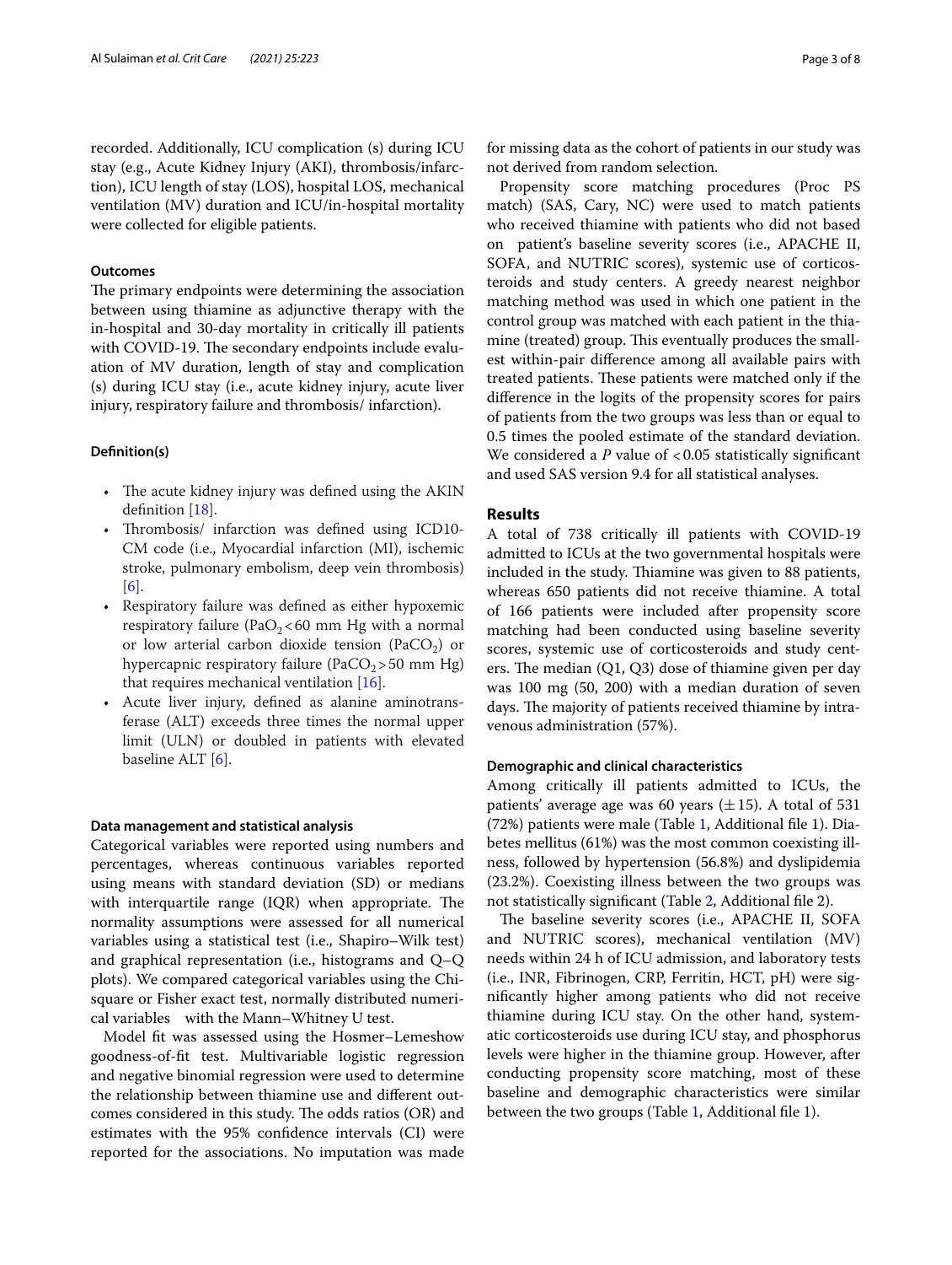recorded. Additionally, ICU complication (s) during ICU stay (e.g., Acute Kidney Injury (AKI), thrombosis/infarction), ICU length of stay (LOS), hospital LOS, mechanical ventilation (MV) duration and ICU/in-hospital mortality were collected for eligible patients.

### Outcomes

The primary endpoints were determining the association between using thiamine as adjunctive therapy with the in-hospital and 30-day mortality in critically ill patients with COVID-19. The secondary endpoints include evaluation of MV duration, length of stay and complication (s) during ICU stay (i.e., acute kidney injury, acute liver injury, respiratory failure and thrombosis/ infarction).

### Definition(s)

- The acute kidney injury was defined using the AKIN definition [18].
- Thrombosis/ infarction was defined using ICD10-CM code (i.e., Myocardial infarction (MI), ischemic stroke, pulmonary embolism, deep vein thrombosis) [6].
- Respiratory failure was defined as either hypoxemic respiratory failure ($PaO_2 < 60$ mm Hg with a normal or low arterial carbon dioxide tension ($PaCO_2$) or hypercapnic respiratory failure ($PaCO_2 > 50$ mm Hg) that requires mechanical ventilation [16].
- Acute liver injury, defined as alanine aminotransferase (ALT) exceeds three times the normal upper limit (ULN) or doubled in patients with elevated baseline ALT [6].

### Data management and statistical analysis

Categorical variables were reported using numbers and percentages, whereas continuous variables reported using means with standard deviation (SD) or medians with interquartile range (IQR) when appropriate. The normality assumptions were assessed for all numerical variables using a statistical test (i.e., Shapiro–Wilk test) and graphical representation (i.e., histograms and Q–Q plots). We compared categorical variables using the Chi-square or Fisher exact test, normally distributed numerical variables with the Mann–Whitney U test.

Model fit was assessed using the Hosmer–Lemeshow goodness-of-fit test. Multivariable logistic regression and negative binomial regression were used to determine the relationship between thiamine use and different outcomes considered in this study. The odds ratios (OR) and estimates with the 95% confidence intervals (CI) were reported for the associations. No imputation was made for missing data as the cohort of patients in our study was not derived from random selection.

Propensity score matching procedures (Proc PS match) (SAS, Cary, NC) were used to match patients who received thiamine with patients who did not based on patient's baseline severity scores (i.e., APACHE II, SOFA, and NUTRIC scores), systemic use of corticosteroids and study centers. A greedy nearest neighbor matching method was used in which one patient in the control group was matched with each patient in the thiamine (treated) group. This eventually produces the smallest within-pair difference among all available pairs with treated patients. These patients were matched only if the difference in the logits of the propensity scores for pairs of patients from the two groups was less than or equal to 0.5 times the pooled estimate of the standard deviation. We considered a $P$ value of $<0.05$ statistically significant and used SAS version 9.4 for all statistical analyses.

## Results

A total of 738 critically ill patients with COVID-19 admitted to ICUs at the two governmental hospitals were included in the study. Thiamine was given to 88 patients, whereas 650 patients did not receive thiamine. A total of 166 patients were included after propensity score matching had been conducted using baseline severity scores, systemic use of corticosteroids and study centers. The median (Q1, Q3) dose of thiamine given per day was 100 mg (50, 200) with a median duration of seven days. The majority of patients received thiamine by intravenous administration (57%).

### Demographic and clinical characteristics

Among critically ill patients admitted to ICUs, the patients' average age was 60 years (±15). A total of 531 (72%) patients were male (Table 1, Additional file 1). Diabetes mellitus (61%) was the most common coexisting illness, followed by hypertension (56.8%) and dyslipidemia (23.2%). Coexisting illness between the two groups was not statistically significant (Table 2, Additional file 2).

The baseline severity scores (i.e., APACHE II, SOFA and NUTRIC scores), mechanical ventilation (MV) needs within 24 h of ICU admission, and laboratory tests (i.e., INR, Fibrinogen, CRP, Ferritin, HCT, pH) were significantly higher among patients who did not receive thiamine during ICU stay. On the other hand, systematic corticosteroids use during ICU stay, and phosphorus levels were higher in the thiamine group. However, after conducting propensity score matching, most of these baseline and demographic characteristics were similar between the two groups (Table 1, Additional file 1).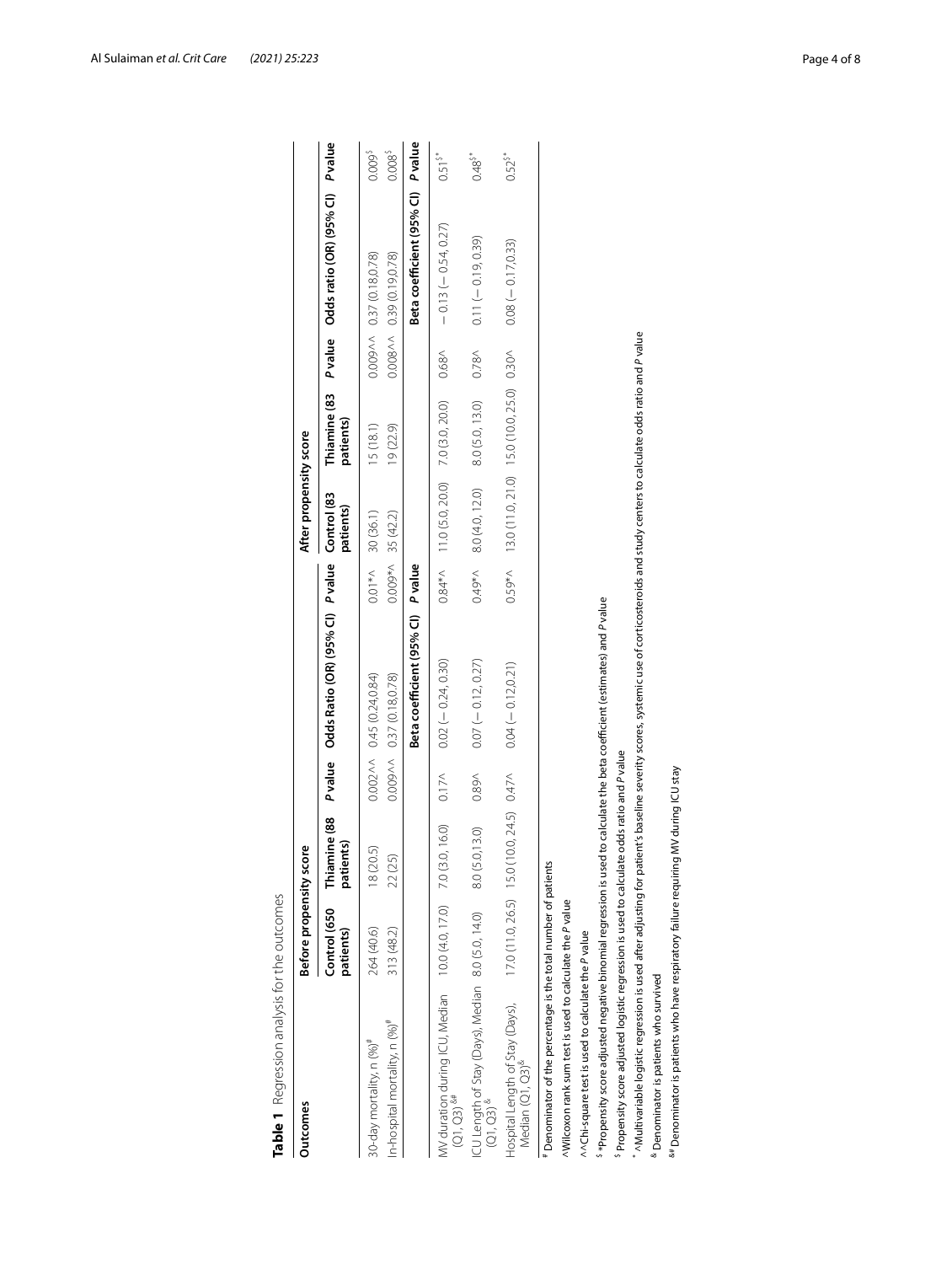**Table 1** Regression analysis for the outcomes

| Outcomes | Before propensity score | | | | | After propensity score | | | | |
|---|---|---|---|---|---|---|---|---|---|---|
| | Control (650 patients) | Thiamine (88 patients) | *P* value | Odds Ratio (OR) (95% CI) | *P* value | Control (83 patients) | Thiamine (83 patients) | *P* value | Odds ratio (OR) (95% CI) | *P* value |
| 30-day mortality, n (%)[#] | 264 (40.6) | 18 (20.5) | 0.002^^ | 0.45 (0.24,0.84) | 0.01*^ | 30 (36.1) | 15 (18.1) | 0.009^^ | 0.37 (0.18,0.78) | 0.009[$] |
| In-hospital mortality, n (%)[#] | 313 (48.2) | 22 (25) | 0.009^^ | 0.37 (0.18,0.78) | 0.009*^ | 35 (42.2) | 19 (22.9) | 0.008^^ | 0.39 (0.19,0.78) | 0.008[$] |
| | | | | Beta coefficient (95% CI) | *P* value | | | | Beta coefficient (95% CI) | *P* value |
| MV duration during ICU, Median (Q1, Q3)[&#] | 10.0 (4.0, 17.0) | 7.0 (3.0, 16.0) | 0.17^ | 0.02 (− 0.24, 0.30) | 0.84*^ | 11.0 (5.0, 20.0) | 7.0 (3.0, 20.0) | 0.68^ | − 0.13 (− 0.54, 0.27) | 0.51[$*] |
| ICU Length of Stay (Days), Median (Q1, Q3)[&] | 8.0 (5.0, 14.0) | 8.0 (5.0,13.0) | 0.89^ | 0.07 (− 0.12, 0.27) | 0.49*^ | 8.0 (4.0, 12.0) | 8.0 (5.0, 13.0) | 0.78^ | 0.11 (− 0.19, 0.39) | 0.48[$*] |
| Hospital Length of Stay (Days), Median (Q1, Q3)[&] | 17.0 (11.0, 26.5) | 15.0 (10.0, 24.5) | 0.47^ | 0.04 (− 0.12,0.21) | 0.59*^ | 13.0 (11.0, 21.0) | 15.0 (10.0, 25.0) | 0.30^ | 0.08 (− 0.17,0.33) | 0.52[$*] |

[#] Denominator of the percentage is the total number of patients

^Wilcoxon rank sum test is used to calculate the *P* value

^^Chi-square test is used to calculate the *P* value

[$*] Propensity score adjusted negative binomial regression is used to calculate the beta coefficient (estimates) and *P* value

[$] Propensity score adjusted logistic regression is used to calculate odds ratio and *P* value

[*^] Multivariable logistic regression is used after adjusting for patient's baseline severity scores, systemic use of corticosteroids and study centers to calculate odds ratio and *P* value

[&] Denominator is patients who survived

[&#] Denominator is patients who have respiratory failure requiring MV during ICU stay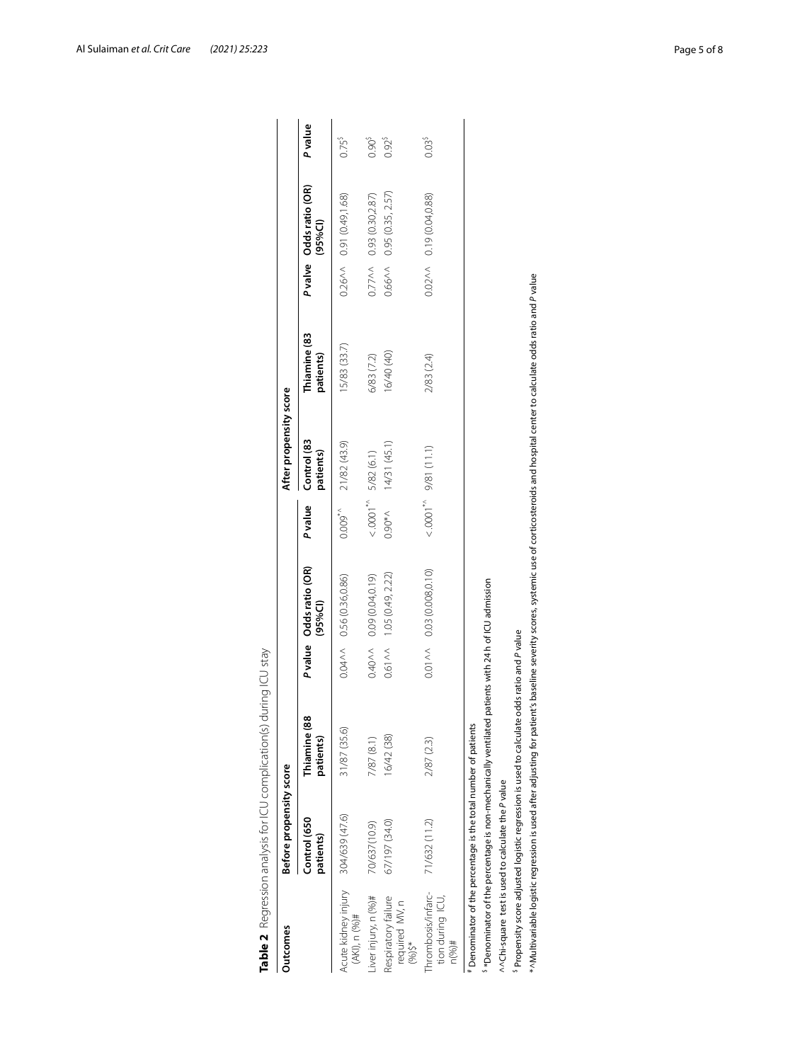**Table 2** Regression analysis for ICU complication(s) during ICU stay

| Outcomes | Before propensity score | | | | | After propensity score | | | | |
|---|---|---|---|---|---|---|---|---|---|---|
| | Control (650 patients) | Thiamine (88 patients) | P value | Odds ratio (OR) (95%CI) | P value | Control (83 patients) | Thiamine (83 patients) | P valve | Odds ratio (OR) (95%CI) | P value |
| Acute kidney injury (AKI), n (%)# | 304/639 (47.6) | 31/87 (35.6) | 0.04^^ | 0.56 (0.36,0.86) | 0.009*^ | 21/82 (43.9) | 15/83 (33.7) | 0.26^^ | 0.91 (0.49,1.68) | 0.75$ |
| Liver injury, n (%)# | 70/637(10.9) | 7/87 (8.1) | 0.40^^ | 0.09 (0.04,0.19) | <.0001*^ | 5/82 (6.1) | 6/83 (7.2) | 0.77^^ | 0.93 (0.30,2.87) | 0.90$ |
| Respiratory failure required MV, n (%)$* | 67/197 (34.0) | 16/42 (38) | 0.61^^ | 1.05 (0.49, 2.22) | 0.90*^ | 14/31 (45.1) | 16/40 (40) | 0.66^^ | 0.95 (0.35, 2.57) | 0.92$ |
| Thrombosis/infarction during ICU, n(%)# | 71/632 (11.2) | 2/87 (2.3) | 0.01^^ | 0.03 (0.008,0.10) | <.0001*^ | 9/81 (11.1) | 2/83 (2.4) | 0.02^^ | 0.19 (0.04,0.88) | 0.03$ |

# Denominator of the percentage is the total number of patients

$ *Denominator of the percentage is non-mechanically ventilated patients with 24 h of ICU admission

^^Chi-square test is used to calculate the P value

$ Propensity score adjusted logistic regression is used to calculate odds ratio and P value

*^Multivariable logistic regression is used after adjusting for patient's baseline severity scores, systemic use of corticosteroids and hospital center to calculate odds ratio and P value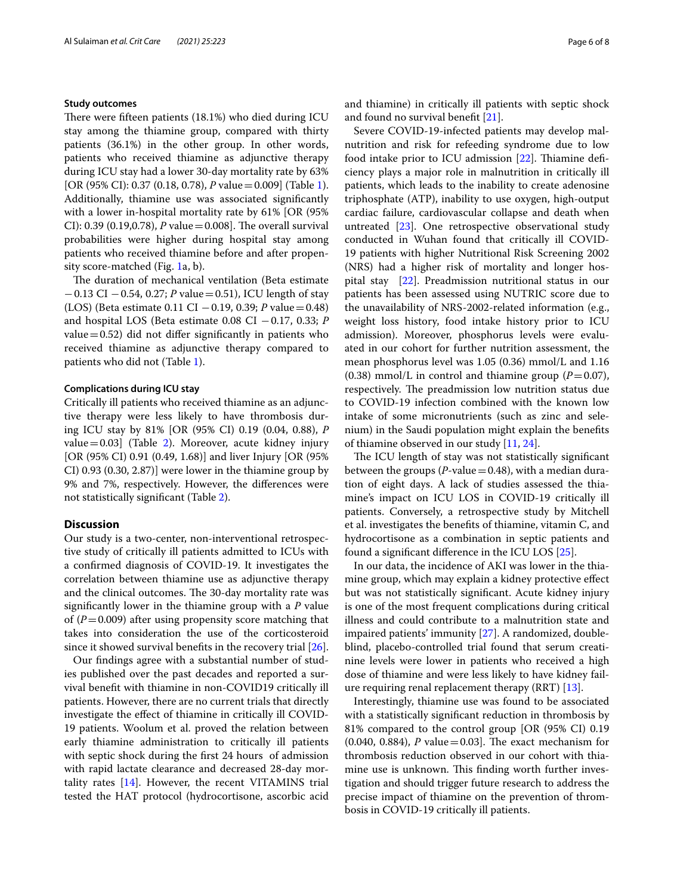### Study outcomes

There were fifteen patients (18.1%) who died during ICU stay among the thiamine group, compared with thirty patients (36.1%) in the other group. In other words, patients who received thiamine as adjunctive therapy during ICU stay had a lower 30-day mortality rate by 63% [OR (95% CI): 0.37 (0.18, 0.78), *P* value = 0.009] (Table 1). Additionally, thiamine use was associated significantly with a lower in-hospital mortality rate by 61% [OR (95% CI): 0.39 (0.19,0.78), *P* value = 0.008]. The overall survival probabilities were higher during hospital stay among patients who received thiamine before and after propensity score-matched (Fig. 1a, b).

The duration of mechanical ventilation (Beta estimate −0.13 CI −0.54, 0.27; *P* value = 0.51), ICU length of stay (LOS) (Beta estimate 0.11 CI −0.19, 0.39; *P* value = 0.48) and hospital LOS (Beta estimate 0.08 CI −0.17, 0.33; *P* value = 0.52) did not differ significantly in patients who received thiamine as adjunctive therapy compared to patients who did not (Table 1).

### Complications during ICU stay

Critically ill patients who received thiamine as an adjunctive therapy were less likely to have thrombosis during ICU stay by 81% [OR (95% CI) 0.19 (0.04, 0.88), *P* value = 0.03] (Table 2). Moreover, acute kidney injury [OR (95% CI) 0.91 (0.49, 1.68)] and liver Injury [OR (95% CI) 0.93 (0.30, 2.87)] were lower in the thiamine group by 9% and 7%, respectively. However, the differences were not statistically significant (Table 2).

## Discussion

Our study is a two-center, non-interventional retrospective study of critically ill patients admitted to ICUs with a confirmed diagnosis of COVID-19. It investigates the correlation between thiamine use as adjunctive therapy and the clinical outcomes. The 30-day mortality rate was significantly lower in the thiamine group with a *P* value of (*P* = 0.009) after using propensity score matching that takes into consideration the use of the corticosteroid since it showed survival benefits in the recovery trial [26].

Our findings agree with a substantial number of studies published over the past decades and reported a survival benefit with thiamine in non-COVID19 critically ill patients. However, there are no current trials that directly investigate the effect of thiamine in critically ill COVID-19 patients. Woolum et al. proved the relation between early thiamine administration to critically ill patients with septic shock during the first 24 hours of admission with rapid lactate clearance and decreased 28-day mortality rates [14]. However, the recent VITAMINS trial tested the HAT protocol (hydrocortisone, ascorbic acid and thiamine) in critically ill patients with septic shock and found no survival benefit [21].

Severe COVID-19-infected patients may develop malnutrition and risk for refeeding syndrome due to low food intake prior to ICU admission [22]. Thiamine deficiency plays a major role in malnutrition in critically ill patients, which leads to the inability to create adenosine triphosphate (ATP), inability to use oxygen, high-output cardiac failure, cardiovascular collapse and death when untreated [23]. One retrospective observational study conducted in Wuhan found that critically ill COVID-19 patients with higher Nutritional Risk Screening 2002 (NRS) had a higher risk of mortality and longer hospital stay [22]. Preadmission nutritional status in our patients has been assessed using NUTRIC score due to the unavailability of NRS-2002-related information (e.g., weight loss history, food intake history prior to ICU admission). Moreover, phosphorus levels were evaluated in our cohort for further nutrition assessment, the mean phosphorus level was 1.05 (0.36) mmol/L and 1.16 (0.38) mmol/L in control and thiamine group (*P* = 0.07), respectively. The preadmission low nutrition status due to COVID-19 infection combined with the known low intake of some micronutrients (such as zinc and selenium) in the Saudi population might explain the benefits of thiamine observed in our study [11, 24].

The ICU length of stay was not statistically significant between the groups (*P*-value = 0.48), with a median duration of eight days. A lack of studies assessed the thiamine's impact on ICU LOS in COVID-19 critically ill patients. Conversely, a retrospective study by Mitchell et al. investigates the benefits of thiamine, vitamin C, and hydrocortisone as a combination in septic patients and found a significant difference in the ICU LOS [25].

In our data, the incidence of AKI was lower in the thiamine group, which may explain a kidney protective effect but was not statistically significant. Acute kidney injury is one of the most frequent complications during critical illness and could contribute to a malnutrition state and impaired patients' immunity [27]. A randomized, double-blind, placebo-controlled trial found that serum creatinine levels were lower in patients who received a high dose of thiamine and were less likely to have kidney failure requiring renal replacement therapy (RRT) [13].

Interestingly, thiamine use was found to be associated with a statistically significant reduction in thrombosis by 81% compared to the control group [OR (95% CI) 0.19 (0.040, 0.884), *P* value = 0.03]. The exact mechanism for thrombosis reduction observed in our cohort with thiamine use is unknown. This finding worth further investigation and should trigger future research to address the precise impact of thiamine on the prevention of thrombosis in COVID-19 critically ill patients.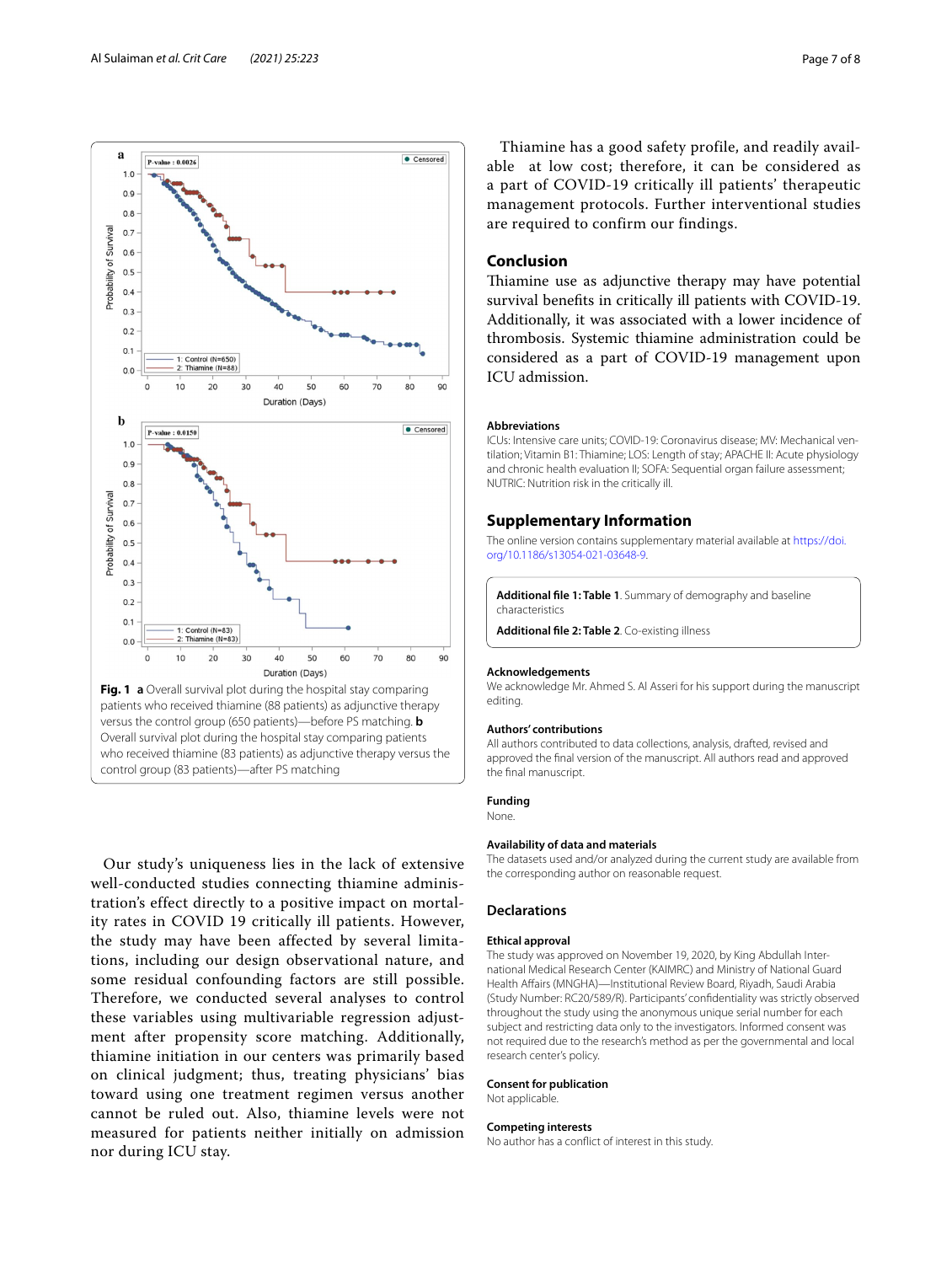Fig. 1 **a** Overall survival plot during the hospital stay comparing patients who received thiamine (88 patients) as adjunctive therapy versus the control group (650 patients)—before PS matching. **b** Overall survival plot during the hospital stay comparing patients who received thiamine (83 patients) as adjunctive therapy versus the control group (83 patients)—after PS matching

Our study's uniqueness lies in the lack of extensive well-conducted studies connecting thiamine administration's effect directly to a positive impact on mortality rates in COVID 19 critically ill patients. However, the study may have been affected by several limitations, including our design observational nature, and some residual confounding factors are still possible. Therefore, we conducted several analyses to control these variables using multivariable regression adjustment after propensity score matching. Additionally, thiamine initiation in our centers was primarily based on clinical judgment; thus, treating physicians' bias toward using one treatment regimen versus another cannot be ruled out. Also, thiamine levels were not measured for patients neither initially on admission nor during ICU stay.

Thiamine has a good safety profile, and readily available at low cost; therefore, it can be considered as a part of COVID-19 critically ill patients' therapeutic management protocols. Further interventional studies are required to confirm our findings.

## Conclusion

Thiamine use as adjunctive therapy may have potential survival benefits in critically ill patients with COVID-19. Additionally, it was associated with a lower incidence of thrombosis. Systemic thiamine administration could be considered as a part of COVID-19 management upon ICU admission.

### Abbreviations

ICUs: Intensive care units; COVID-19: Coronavirus disease; MV: Mechanical ventilation; Vitamin B1: Thiamine; LOS: Length of stay; APACHE II: Acute physiology and chronic health evaluation II; SOFA: Sequential organ failure assessment; NUTRIC: Nutrition risk in the critically ill.

## Supplementary Information

The online version contains supplementary material available at https://doi.org/10.1186/s13054-021-03648-9.

**Additional file 1: Table 1**. Summary of demography and baseline characteristics

**Additional file 2: Table 2**. Co-existing illness

### Acknowledgements

We acknowledge Mr. Ahmed S. Al Asseri for his support during the manuscript editing.

### Authors' contributions

All authors contributed to data collections, analysis, drafted, revised and approved the final version of the manuscript. All authors read and approved the final manuscript.

### Funding

None.

### Availability of data and materials

The datasets used and/or analyzed during the current study are available from the corresponding author on reasonable request.

## Declarations

### Ethical approval

The study was approved on November 19, 2020, by King Abdullah International Medical Research Center (KAIMRC) and Ministry of National Guard Health Affairs (MNGHA)—Institutional Review Board, Riyadh, Saudi Arabia (Study Number: RC20/589/R). Participants' confidentiality was strictly observed throughout the study using the anonymous unique serial number for each subject and restricting data only to the investigators. Informed consent was not required due to the research's method as per the governmental and local research center's policy.

### Consent for publication

Not applicable.

### Competing interests

No author has a conflict of interest in this study.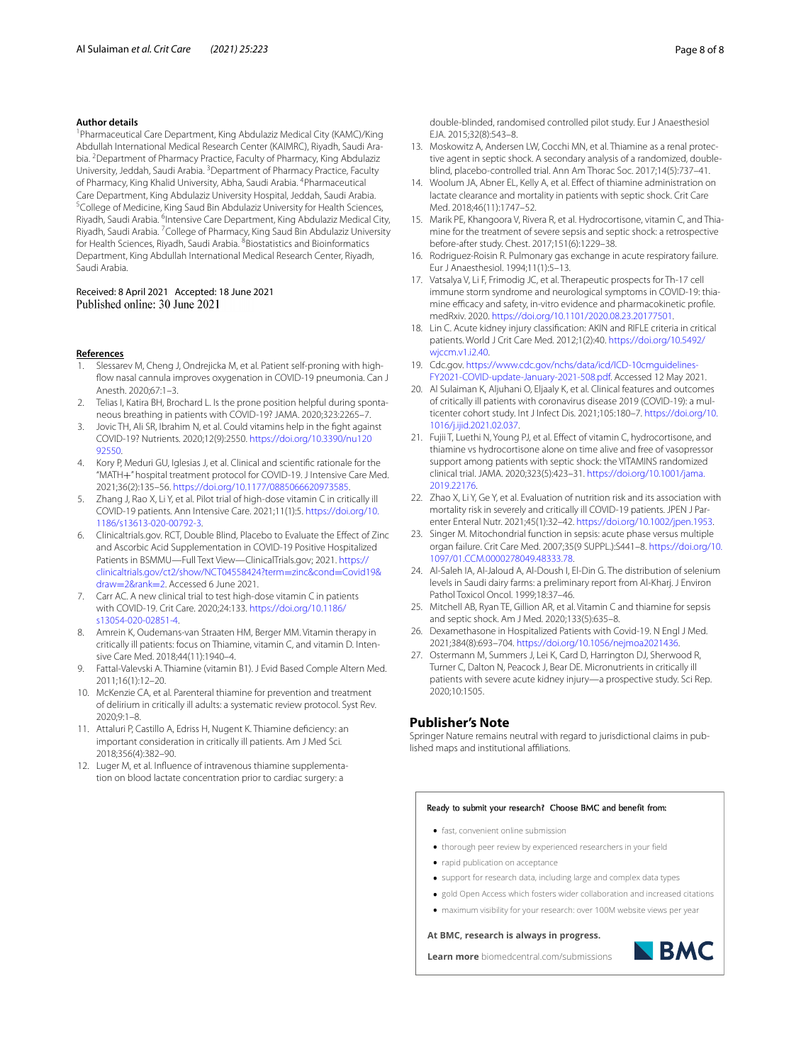### Author details

[1]Pharmaceutical Care Department, King Abdulaziz Medical City (KAMC)/King Abdullah International Medical Research Center (KAIMRC), Riyadh, Saudi Arabia. [2]Department of Pharmacy Practice, Faculty of Pharmacy, King Abdulaziz University, Jeddah, Saudi Arabia. [3]Department of Pharmacy Practice, Faculty of Pharmacy, King Khalid University, Abha, Saudi Arabia. [4]Pharmaceutical Care Department, King Abdulaziz University Hospital, Jeddah, Saudi Arabia. [5]College of Medicine, King Saud Bin Abdulaziz University for Health Sciences, Riyadh, Saudi Arabia. [6]Intensive Care Department, King Abdulaziz Medical City, Riyadh, Saudi Arabia. [7]College of Pharmacy, King Saud Bin Abdulaziz University for Health Sciences, Riyadh, Saudi Arabia. [8]Biostatistics and Bioinformatics Department, King Abdullah International Medical Research Center, Riyadh, Saudi Arabia.

Received: 8 April 2021 Accepted: 18 June 2021
Published online: 30 June 2021

### References

1. Slessarev M, Cheng J, Ondrejicka M, et al. Patient self-proning with high-flow nasal cannula improves oxygenation in COVID-19 pneumonia. Can J Anesth. 2020;67:1–3.
2. Telias I, Katira BH, Brochard L. Is the prone position helpful during spontaneous breathing in patients with COVID-19? JAMA. 2020;323:2265–7.
3. Jovic TH, Ali SR, Ibrahim N, et al. Could vitamins help in the fight against COVID-19? Nutrients. 2020;12(9):2550. https://doi.org/10.3390/nu12092550.
4. Kory P, Meduri GU, Iglesias J, et al. Clinical and scientific rationale for the "MATH+" hospital treatment protocol for COVID-19. J Intensive Care Med. 2021;36(2):135–56. https://doi.org/10.1177/0885066620973585.
5. Zhang J, Rao X, Li Y, et al. Pilot trial of high-dose vitamin C in critically ill COVID-19 patients. Ann Intensive Care. 2021;11(1):5. https://doi.org/10.1186/s13613-020-00792-3.
6. Clinicaltrials.gov. RCT, Double Blind, Placebo to Evaluate the Effect of Zinc and Ascorbic Acid Supplementation in COVID-19 Positive Hospitalized Patients in BSMMU—Full Text View—ClinicalTrials.gov; 2021. https://clinicaltrials.gov/ct2/show/NCT04558424?term=zinc&cond=Covid19&draw=2&rank=2. Accessed 6 June 2021.
7. Carr AC. A new clinical trial to test high-dose vitamin C in patients with COVID-19. Crit Care. 2020;24:133. https://doi.org/10.1186/s13054-020-02851-4.
8. Amrein K, Oudemans-van Straaten HM, Berger MM. Vitamin therapy in critically ill patients: focus on Thiamine, vitamin C, and vitamin D. Intensive Care Med. 2018;44(11):1940–4.
9. Fattal-Valevski A. Thiamine (vitamin B1). J Evid Based Comple Altern Med. 2011;16(1):12–20.
10. McKenzie CA, et al. Parenteral thiamine for prevention and treatment of delirium in critically ill adults: a systematic review protocol. Syst Rev. 2020;9:1–8.
11. Attaluri P, Castillo A, Edriss H, Nugent K. Thiamine deficiency: an important consideration in critically ill patients. Am J Med Sci. 2018;356(4):382–90.
12. Luger M, et al. Influence of intravenous thiamine supplementation on blood lactate concentration prior to cardiac surgery: a double-blinded, randomised controlled pilot study. Eur J Anaesthesiol EJA. 2015;32(8):543–8.
13. Moskowitz A, Andersen LW, Cocchi MN, et al. Thiamine as a renal protective agent in septic shock. A secondary analysis of a randomized, double-blind, placebo-controlled trial. Ann Am Thorac Soc. 2017;14(5):737–41.
14. Woolum JA, Abner EL, Kelly A, et al. Effect of thiamine administration on lactate clearance and mortality in patients with septic shock. Crit Care Med. 2018;46(11):1747–52.
15. Marik PE, Khangoora V, Rivera R, et al. Hydrocortisone, vitamin C, and Thiamine for the treatment of severe sepsis and septic shock: a retrospective before-after study. Chest. 2017;151(6):1229–38.
16. Rodriguez-Roisin R. Pulmonary gas exchange in acute respiratory failure. Eur J Anaesthesiol. 1994;11(1):5–13.
17. Vatsalya V, Li F, Frimodig JC, et al. Therapeutic prospects for Th-17 cell immune storm syndrome and neurological symptoms in COVID-19: thiamine efficacy and safety, in-vitro evidence and pharmacokinetic profile. medRxiv. 2020. https://doi.org/10.1101/2020.08.23.20177501.
18. Lin C. Acute kidney injury classification: AKIN and RIFLE criteria in critical patients. World J Crit Care Med. 2012;1(2):40. https://doi.org/10.5492/wjccm.v1.i2.40.
19. Cdc.gov. https://www.cdc.gov/nchs/data/icd/ICD-10cmguidelines-FY2021-COVID-update-January-2021-508.pdf. Accessed 12 May 2021.
20. Al Sulaiman K, Aljuhani O, Eljaaly K, et al. Clinical features and outcomes of critically ill patients with coronavirus disease 2019 (COVID-19): a multicenter cohort study. Int J Infect Dis. 2021;105:180–7. https://doi.org/10.1016/j.ijid.2021.02.037.
21. Fujii T, Luethi N, Young PJ, et al. Effect of vitamin C, hydrocortisone, and thiamine vs hydrocortisone alone on time alive and free of vasopressor support among patients with septic shock: the VITAMINS randomized clinical trial. JAMA. 2020;323(5):423–31. https://doi.org/10.1001/jama.2019.22176.
22. Zhao X, Li Y, Ge Y, et al. Evaluation of nutrition risk and its association with mortality risk in severely and critically ill COVID-19 patients. JPEN J Parenter Enteral Nutr. 2021;45(1):32–42. https://doi.org/10.1002/jpen.1953.
23. Singer M. Mitochondrial function in sepsis: acute phase versus multiple organ failure. Crit Care Med. 2007;35(9 SUPPL.):S441–8. https://doi.org/10.1097/01.CCM.0000278049.48333.78.
24. Al-Saleh IA, Al-Jaloud A, Al-Doush I, El-Din G. The distribution of selenium levels in Saudi dairy farms: a preliminary report from Al-Kharj. J Environ Pathol Toxicol Oncol. 1999;18:37–46.
25. Mitchell AB, Ryan TE, Gillion AR, et al. Vitamin C and thiamine for sepsis and septic shock. Am J Med. 2020;133(5):635–8.
26. Dexamethasone in Hospitalized Patients with Covid-19. N Engl J Med. 2021;384(8):693–704. https://doi.org/10.1056/nejmoa2021436.
27. Ostermann M, Summers J, Lei K, Card D, Harrington DJ, Sherwood R, Turner C, Dalton N, Peacock J, Bear DE. Micronutrients in critically ill patients with severe acute kidney injury—a prospective study. Sci Rep. 2020;10:1505.

## Publisher's Note

Springer Nature remains neutral with regard to jurisdictional claims in published maps and institutional affiliations.

Ready to submit your research? Choose BMC and benefit from:

- fast, convenient online submission
- thorough peer review by experienced researchers in your field
- rapid publication on acceptance
- support for research data, including large and complex data types
- gold Open Access which fosters wider collaboration and increased citations
- maximum visibility for your research: over 100M website views per year

**At BMC, research is always in progress.**

**Learn more** biomedcentral.com/submissions

BMC